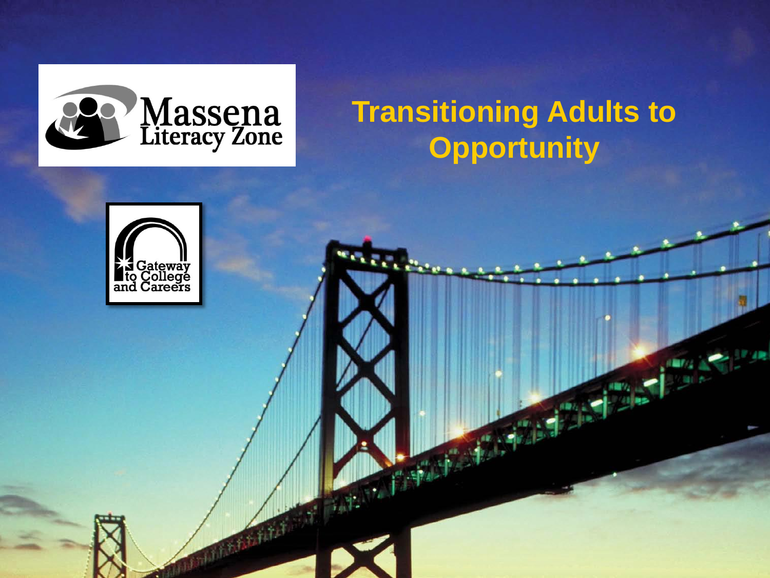Massena Literacy Zone

# Transitioning Adults to Opportunity

Gateway to College and Careers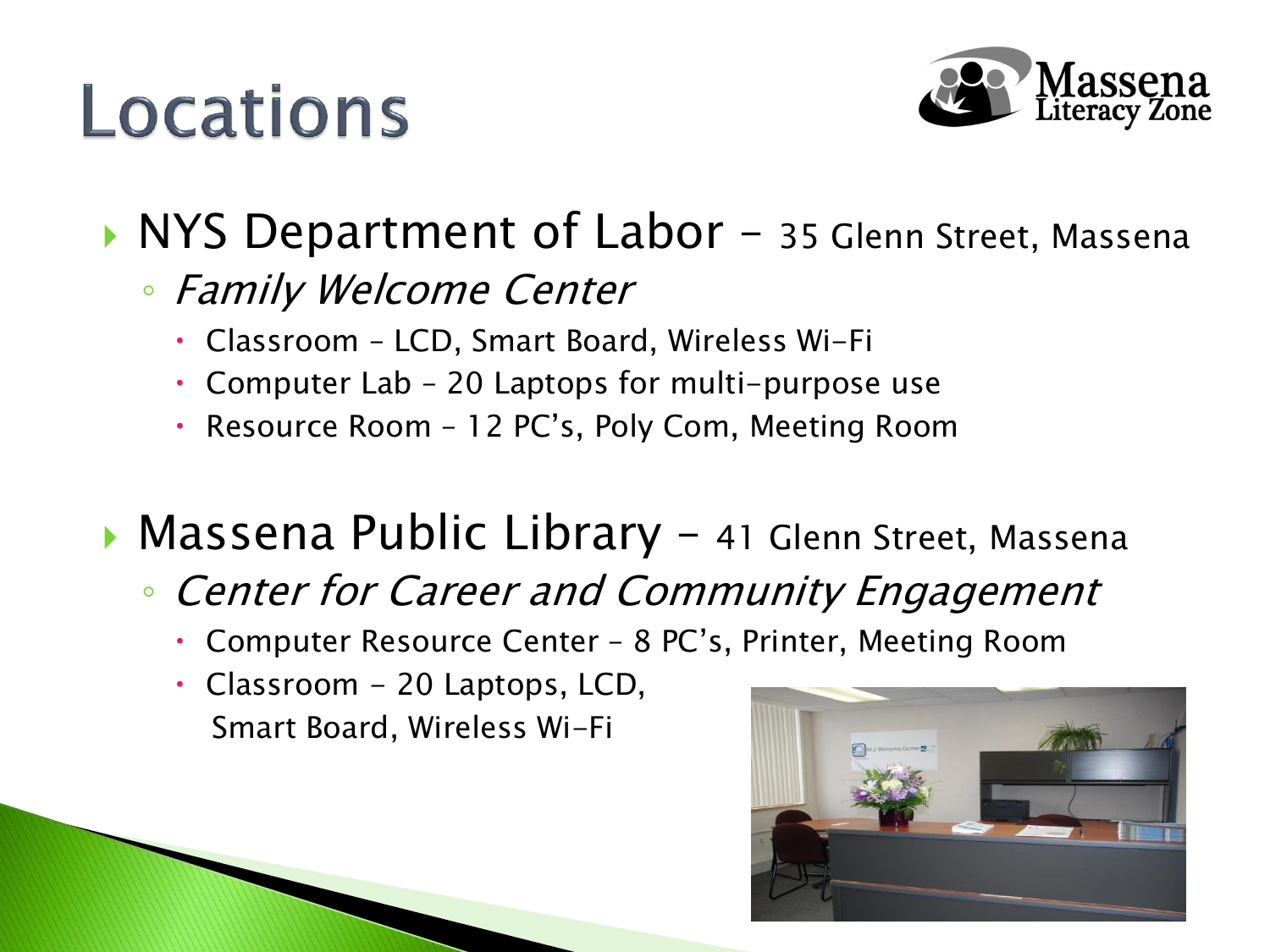# Locations

- NYS Department of Labor – 35 Glenn Street, Massena
  - *Family Welcome Center*
    - Classroom – LCD, Smart Board, Wireless Wi-Fi
    - Computer Lab – 20 Laptops for multi-purpose use
    - Resource Room – 12 PC's, Poly Com, Meeting Room

- Massena Public Library – 41 Glenn Street, Massena
  - *Center for Career and Community Engagement*
    - Computer Resource Center – 8 PC's, Printer, Meeting Room
    - Classroom - 20 Laptops, LCD, Smart Board, Wireless Wi-Fi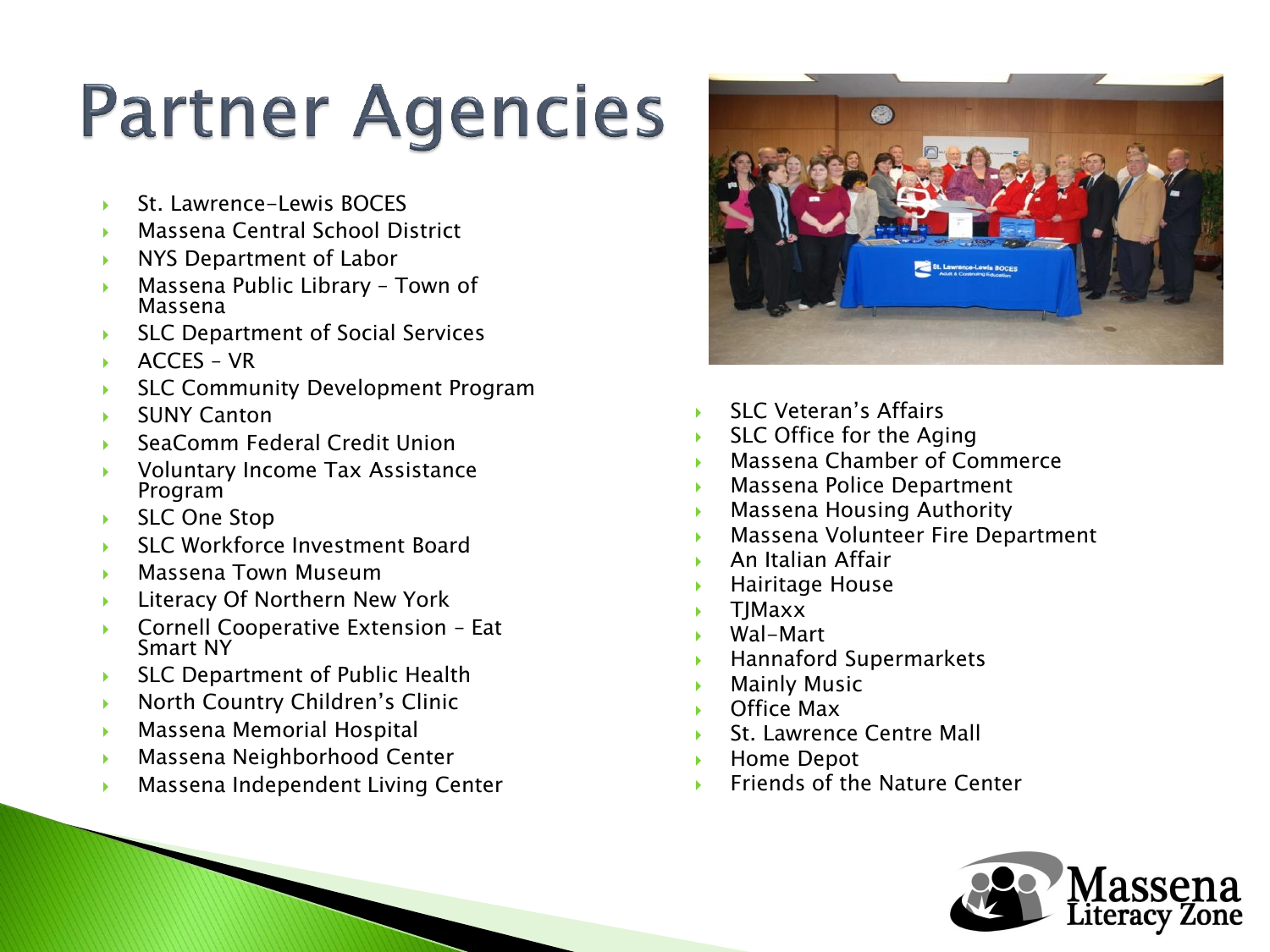# Partner Agencies

- St. Lawrence-Lewis BOCES
- Massena Central School District
- NYS Department of Labor
- Massena Public Library – Town of Massena
- SLC Department of Social Services
- ACCES – VR
- SLC Community Development Program
- SUNY Canton
- SeaComm Federal Credit Union
- Voluntary Income Tax Assistance Program
- SLC One Stop
- SLC Workforce Investment Board
- Massena Town Museum
- Literacy Of Northern New York
- Cornell Cooperative Extension – Eat Smart NY
- SLC Department of Public Health
- North Country Children's Clinic
- Massena Memorial Hospital
- Massena Neighborhood Center
- Massena Independent Living Center
- SLC Veteran's Affairs
- SLC Office for the Aging
- Massena Chamber of Commerce
- Massena Police Department
- Massena Housing Authority
- Massena Volunteer Fire Department
- An Italian Affair
- Hairitage House
- TJMaxx
- Wal-Mart
- Hannaford Supermarkets
- Mainly Music
- Office Max
- St. Lawrence Centre Mall
- Home Depot
- Friends of the Nature Center

Massena Literacy Zone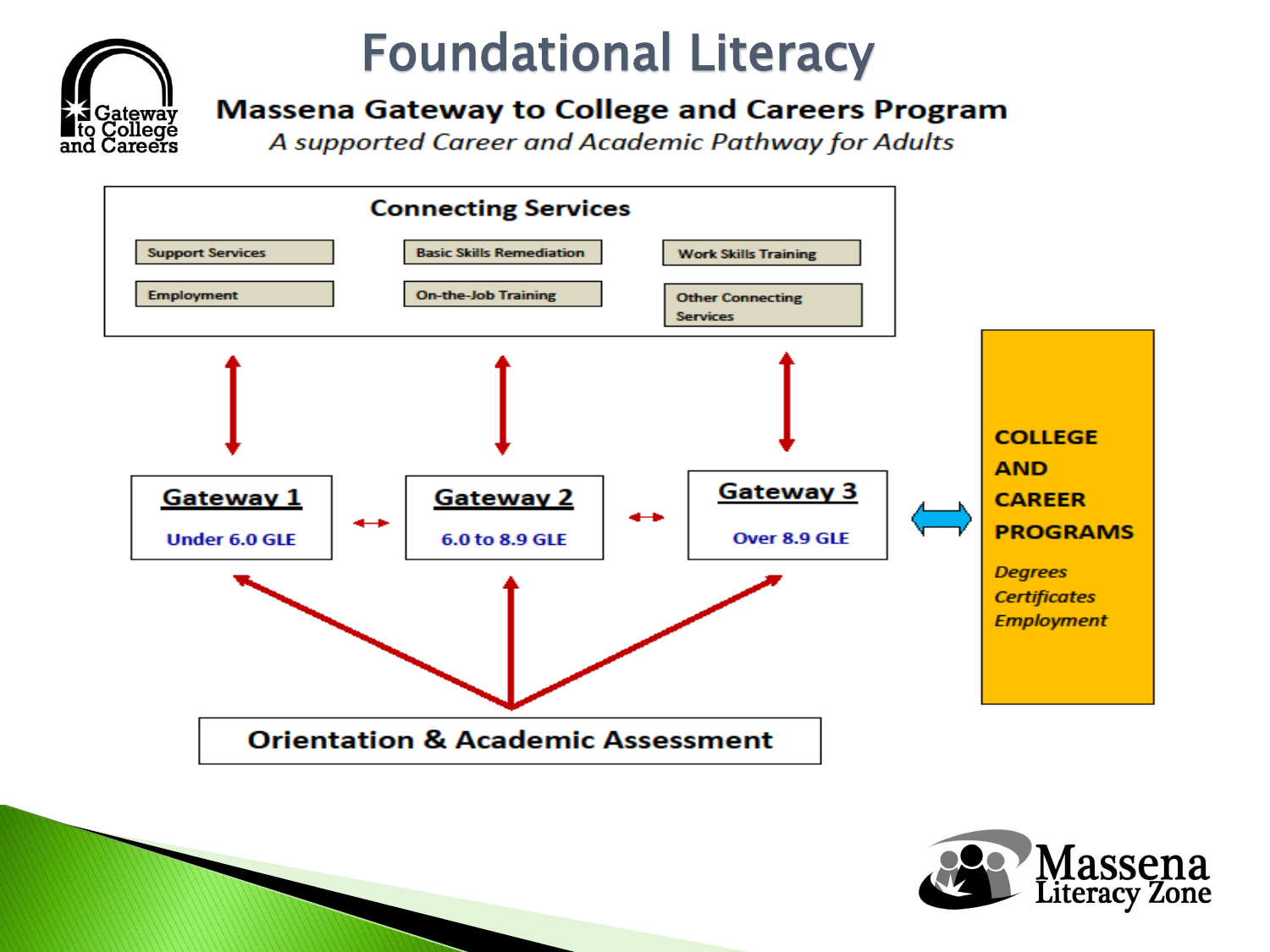# Foundational Literacy

## Massena Gateway to College and Careers Program

*A supported Career and Academic Pathway for Adults*

### Connecting Services

- Support Services
- Basic Skills Remediation
- Work Skills Training
- Employment
- On-the-Job Training
- Other Connecting Services

**Gateway 1**
Under 6.0 GLE

**Gateway 2**
6.0 to 8.9 GLE

**Gateway 3**
Over 8.9 GLE

**COLLEGE AND CAREER PROGRAMS**

*Degrees*
*Certificates*
*Employment*

**Orientation & Academic Assessment**

Gateway to College and Careers

Massena Literacy Zone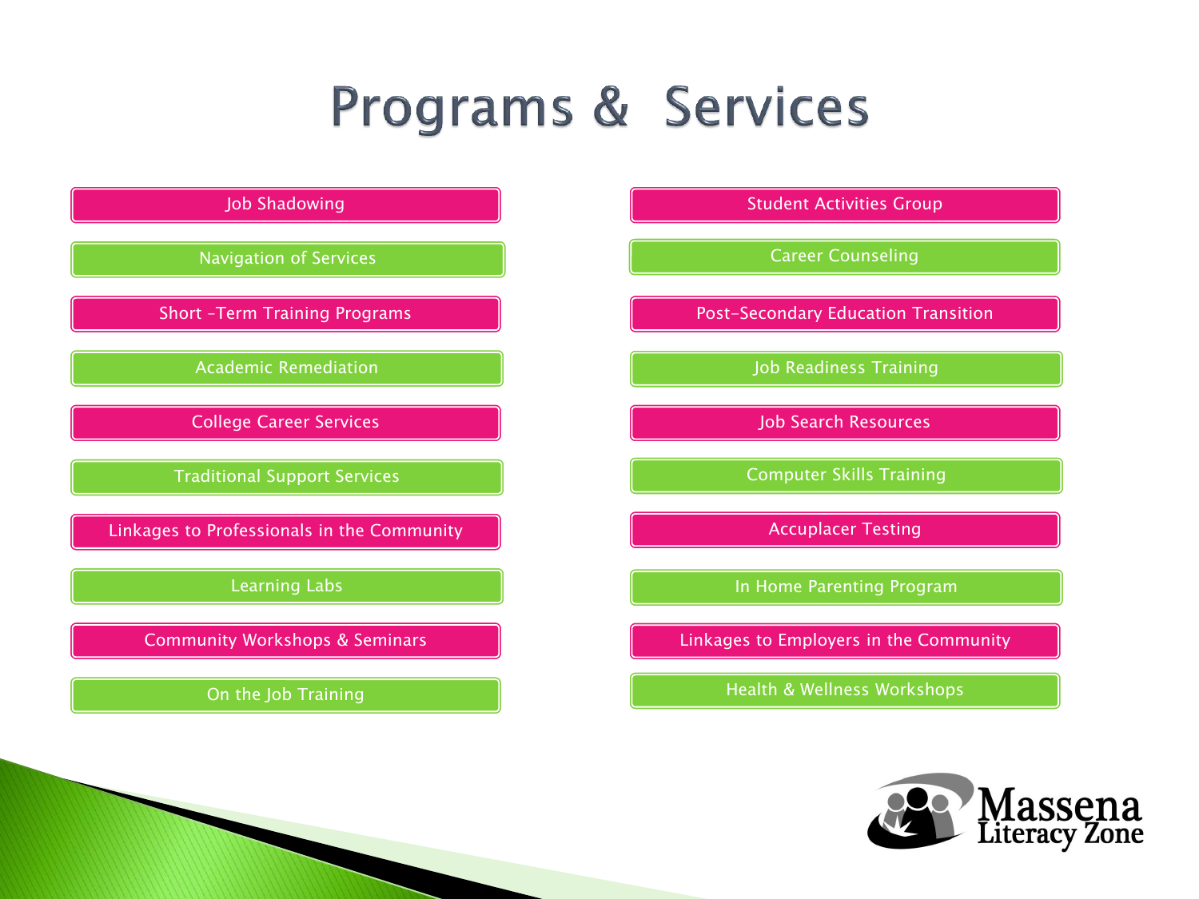# Programs & Services

- Job Shadowing
- Navigation of Services
- Short -Term Training Programs
- Academic Remediation
- College Career Services
- Traditional Support Services
- Linkages to Professionals in the Community
- Learning Labs
- Community Workshops & Seminars
- On the Job Training
- Student Activities Group
- Career Counseling
- Post-Secondary Education Transition
- Job Readiness Training
- Job Search Resources
- Computer Skills Training
- Accuplacer Testing
- In Home Parenting Program
- Linkages to Employers in the Community
- Health & Wellness Workshops

Massena Literacy Zone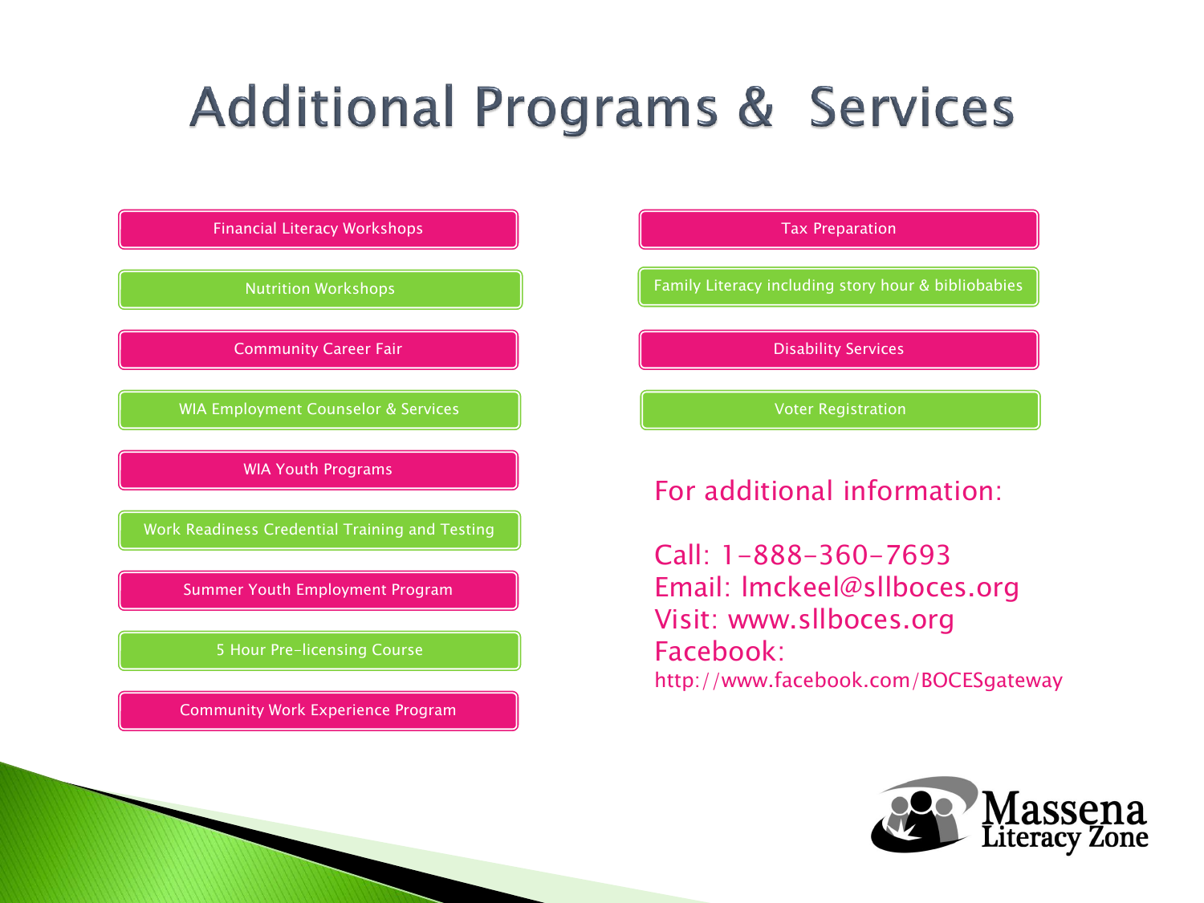# Additional Programs & Services

- Financial Literacy Workshops
- Nutrition Workshops
- Community Career Fair
- WIA Employment Counselor & Services
- WIA Youth Programs
- Work Readiness Credential Training and Testing
- Summer Youth Employment Program
- 5 Hour Pre-licensing Course
- Community Work Experience Program
- Tax Preparation
- Family Literacy including story hour & bibliobabies
- Disability Services
- Voter Registration

For additional information:

Call: 1-888-360-7693
Email: lmckeel@sllboces.org
Visit: www.sllboces.org
Facebook:
http://www.facebook.com/BOCESgateway

Massena Literacy Zone